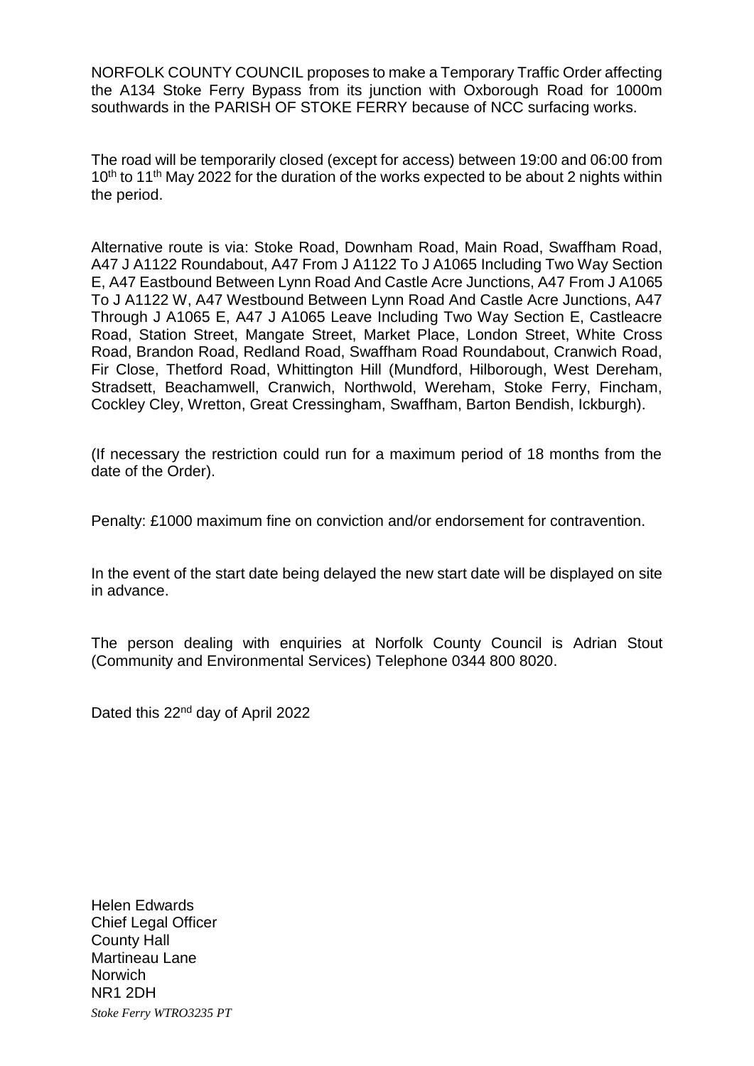NORFOLK COUNTY COUNCIL proposes to make a Temporary Traffic Order affecting the A134 Stoke Ferry Bypass from its junction with Oxborough Road for 1000m southwards in the PARISH OF STOKE FERRY because of NCC surfacing works.

The road will be temporarily closed (except for access) between 19:00 and 06:00 from 10th to 11th May 2022 for the duration of the works expected to be about 2 nights within the period.

Alternative route is via: Stoke Road, Downham Road, Main Road, Swaffham Road, A47 J A1122 Roundabout, A47 From J A1122 To J A1065 Including Two Way Section E, A47 Eastbound Between Lynn Road And Castle Acre Junctions, A47 From J A1065 To J A1122 W, A47 Westbound Between Lynn Road And Castle Acre Junctions, A47 Through J A1065 E, A47 J A1065 Leave Including Two Way Section E, Castleacre Road, Station Street, Mangate Street, Market Place, London Street, White Cross Road, Brandon Road, Redland Road, Swaffham Road Roundabout, Cranwich Road, Fir Close, Thetford Road, Whittington Hill (Mundford, Hilborough, West Dereham, Stradsett, Beachamwell, Cranwich, Northwold, Wereham, Stoke Ferry, Fincham, Cockley Cley, Wretton, Great Cressingham, Swaffham, Barton Bendish, Ickburgh).

(If necessary the restriction could run for a maximum period of 18 months from the date of the Order).

Penalty: £1000 maximum fine on conviction and/or endorsement for contravention.

In the event of the start date being delayed the new start date will be displayed on site in advance.

The person dealing with enquiries at Norfolk County Council is Adrian Stout (Community and Environmental Services) Telephone 0344 800 8020.

Dated this 22nd day of April 2022

Helen Edwards
Chief Legal Officer
County Hall
Martineau Lane
Norwich
NR1 2DH

*Stoke Ferry WTRO3235 PT*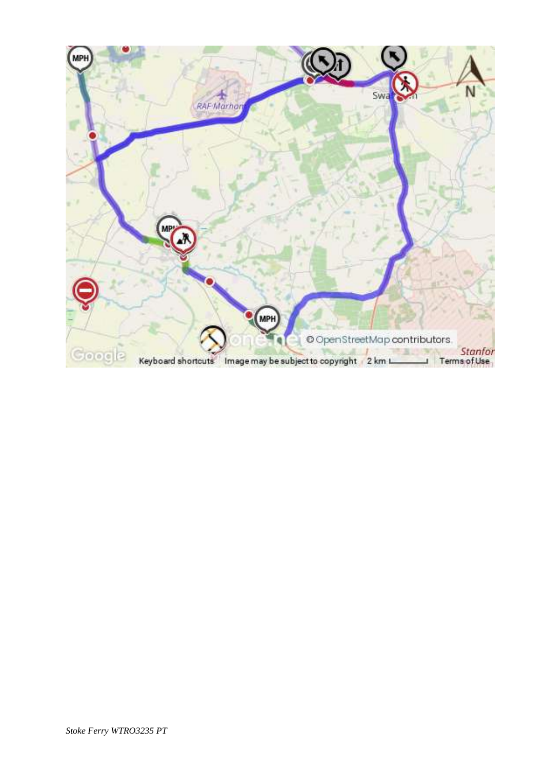*Stoke Ferry WTRO3235 PT*